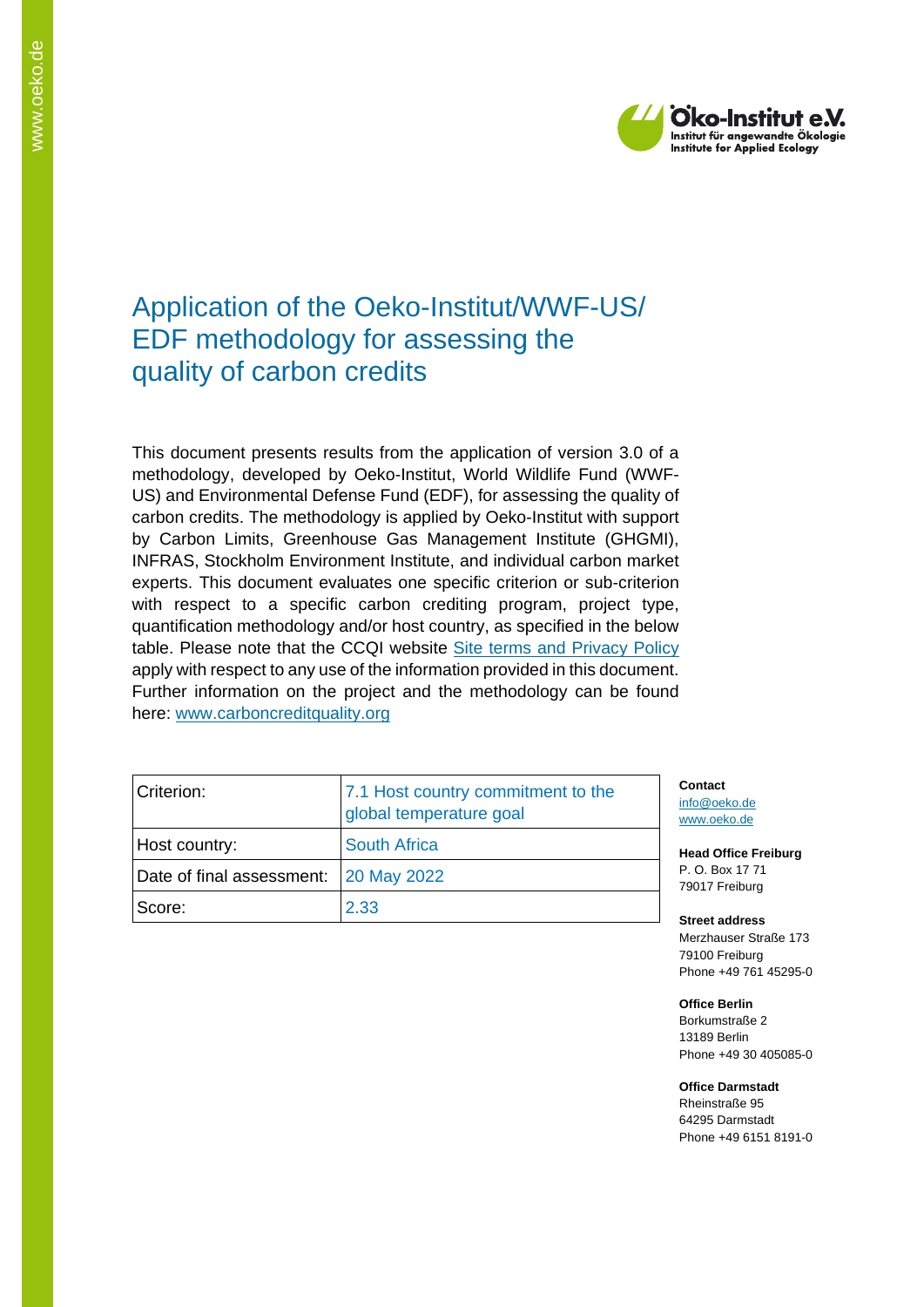Öko-Institut e.V.
Institut für angewandte Ökologie
Institute for Applied Ecology

# Application of the Oeko-Institut/WWF-US/ EDF methodology for assessing the quality of carbon credits

This document presents results from the application of version 3.0 of a methodology, developed by Oeko-Institut, World Wildlife Fund (WWF-US) and Environmental Defense Fund (EDF), for assessing the quality of carbon credits. The methodology is applied by Oeko-Institut with support by Carbon Limits, Greenhouse Gas Management Institute (GHGMI), INFRAS, Stockholm Environment Institute, and individual carbon market experts. This document evaluates one specific criterion or sub-criterion with respect to a specific carbon crediting program, project type, quantification methodology and/or host country, as specified in the below table. Please note that the CCQI website Site terms and Privacy Policy apply with respect to any use of the information provided in this document. Further information on the project and the methodology can be found here: www.carboncreditquality.org

| | |
|---|---|
| Criterion: | 7.1 Host country commitment to the global temperature goal |
| Host country: | South Africa |
| Date of final assessment: | 20 May 2022 |
| Score: | 2.33 |

**Contact**
info@oeko.de
www.oeko.de

**Head Office Freiburg**
P. O. Box 17 71
79017 Freiburg

**Street address**
Merzhauser Straße 173
79100 Freiburg
Phone +49 761 45295-0

**Office Berlin**
Borkumstraße 2
13189 Berlin
Phone +49 30 405085-0

**Office Darmstadt**
Rheinstraße 95
64295 Darmstadt
Phone +49 6151 8191-0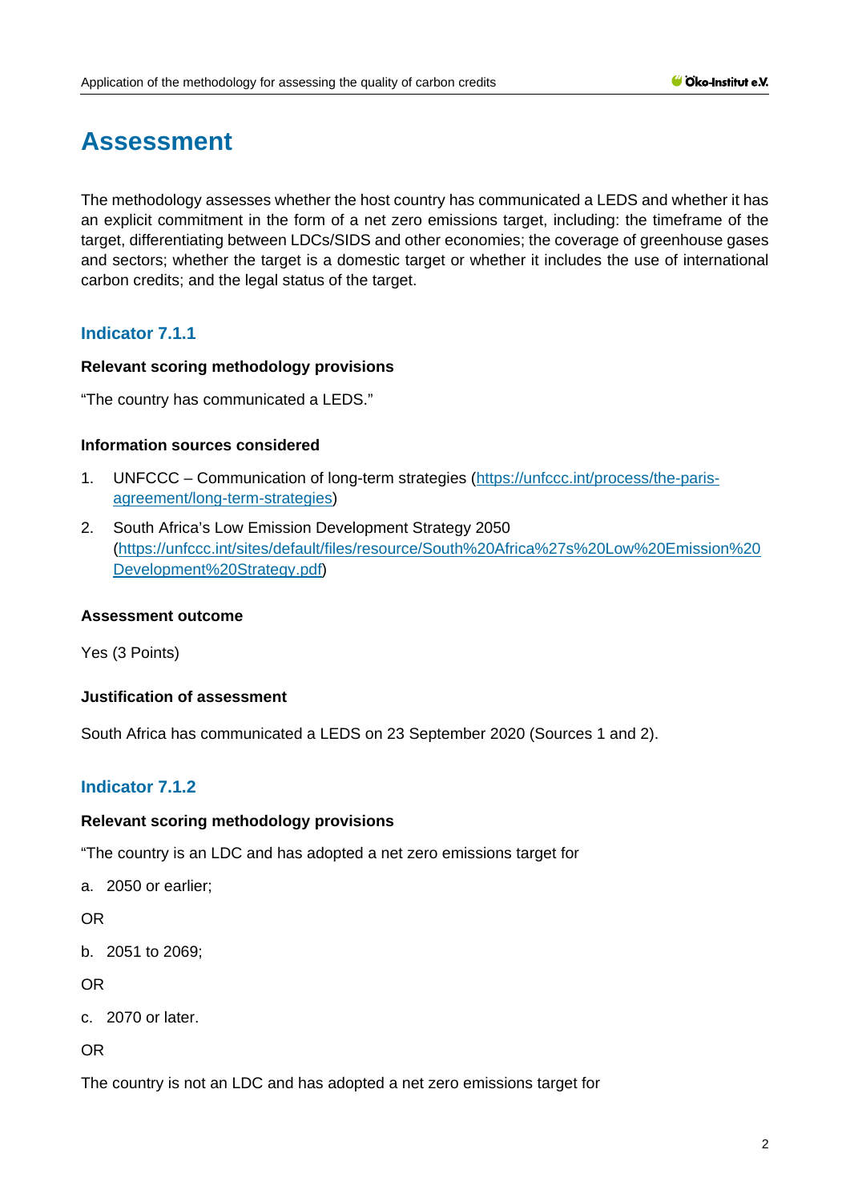# Assessment

The methodology assesses whether the host country has communicated a LEDS and whether it has an explicit commitment in the form of a net zero emissions target, including: the timeframe of the target, differentiating between LDCs/SIDS and other economies; the coverage of greenhouse gases and sectors; whether the target is a domestic target or whether it includes the use of international carbon credits; and the legal status of the target.

## Indicator 7.1.1

**Relevant scoring methodology provisions**

"The country has communicated a LEDS."

**Information sources considered**

1. UNFCCC – Communication of long-term strategies (https://unfccc.int/process/the-paris-agreement/long-term-strategies)
2. South Africa's Low Emission Development Strategy 2050 (https://unfccc.int/sites/default/files/resource/South%20Africa%27s%20Low%20Emission%20Development%20Strategy.pdf)

**Assessment outcome**

Yes (3 Points)

**Justification of assessment**

South Africa has communicated a LEDS on 23 September 2020 (Sources 1 and 2).

## Indicator 7.1.2

**Relevant scoring methodology provisions**

"The country is an LDC and has adopted a net zero emissions target for

a. 2050 or earlier;

OR

b. 2051 to 2069;

OR

c. 2070 or later.

OR

The country is not an LDC and has adopted a net zero emissions target for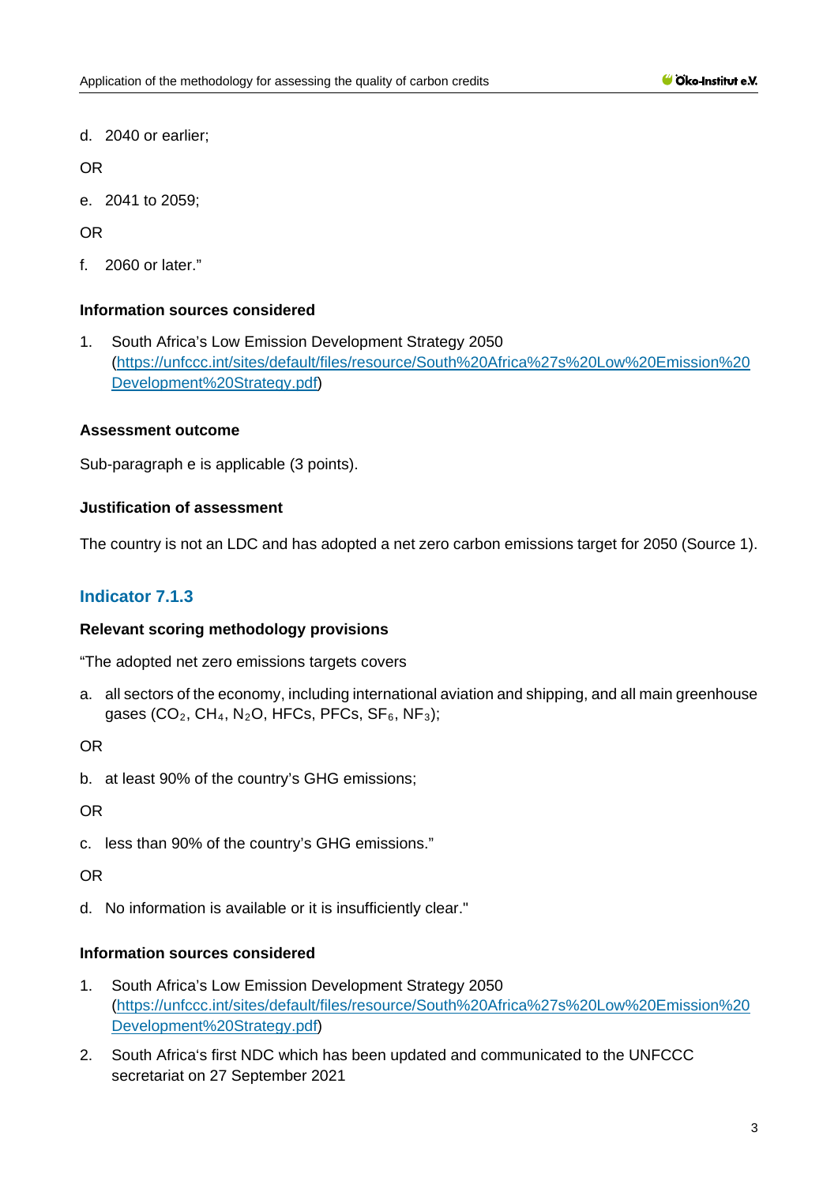d. 2040 or earlier;

OR

e. 2041 to 2059;

OR

f. 2060 or later."

**Information sources considered**

1. South Africa's Low Emission Development Strategy 2050 (https://unfccc.int/sites/default/files/resource/South%20Africa%27s%20Low%20Emission%20Development%20Strategy.pdf)

**Assessment outcome**

Sub-paragraph e is applicable (3 points).

**Justification of assessment**

The country is not an LDC and has adopted a net zero carbon emissions target for 2050 (Source 1).

## Indicator 7.1.3

**Relevant scoring methodology provisions**

"The adopted net zero emissions targets covers

a. all sectors of the economy, including international aviation and shipping, and all main greenhouse gases ($CO_2$, $CH_4$, $N_2O$, HFCs, PFCs, $SF_6$, $NF_3$);

OR

b. at least 90% of the country's GHG emissions;

OR

c. less than 90% of the country's GHG emissions."

OR

d. No information is available or it is insufficiently clear."

**Information sources considered**

1. South Africa's Low Emission Development Strategy 2050 (https://unfccc.int/sites/default/files/resource/South%20Africa%27s%20Low%20Emission%20Development%20Strategy.pdf)
2. South Africa's first NDC which has been updated and communicated to the UNFCCC secretariat on 27 September 2021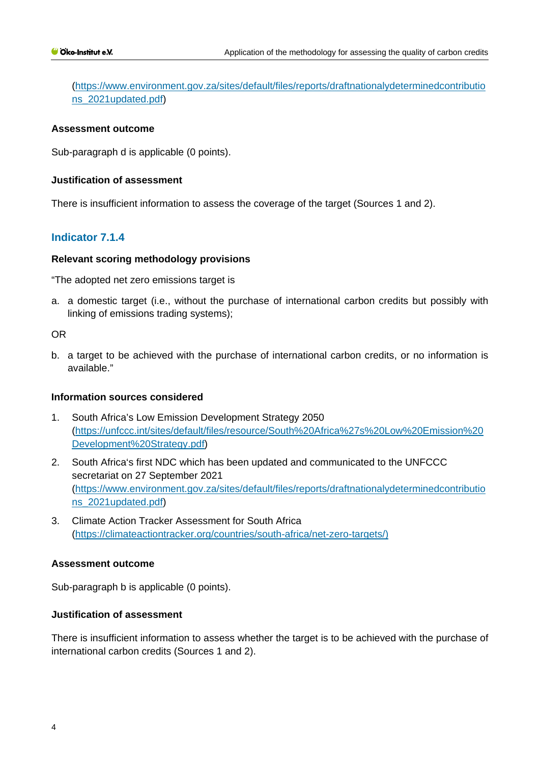(https://www.environment.gov.za/sites/default/files/reports/draftnationalydeterminedcontributions_2021updated.pdf)

**Assessment outcome**

Sub-paragraph d is applicable (0 points).

**Justification of assessment**

There is insufficient information to assess the coverage of the target (Sources 1 and 2).

### Indicator 7.1.4

**Relevant scoring methodology provisions**

"The adopted net zero emissions target is

a. a domestic target (i.e., without the purchase of international carbon credits but possibly with linking of emissions trading systems);

OR

b. a target to be achieved with the purchase of international carbon credits, or no information is available."

**Information sources considered**

1. South Africa's Low Emission Development Strategy 2050 (https://unfccc.int/sites/default/files/resource/South%20Africa%27s%20Low%20Emission%20Development%20Strategy.pdf)
2. South Africa's first NDC which has been updated and communicated to the UNFCCC secretariat on 27 September 2021 (https://www.environment.gov.za/sites/default/files/reports/draftnationalydeterminedcontributions_2021updated.pdf)
3. Climate Action Tracker Assessment for South Africa (https://climateactiontracker.org/countries/south-africa/net-zero-targets/)

**Assessment outcome**

Sub-paragraph b is applicable (0 points).

**Justification of assessment**

There is insufficient information to assess whether the target is to be achieved with the purchase of international carbon credits (Sources 1 and 2).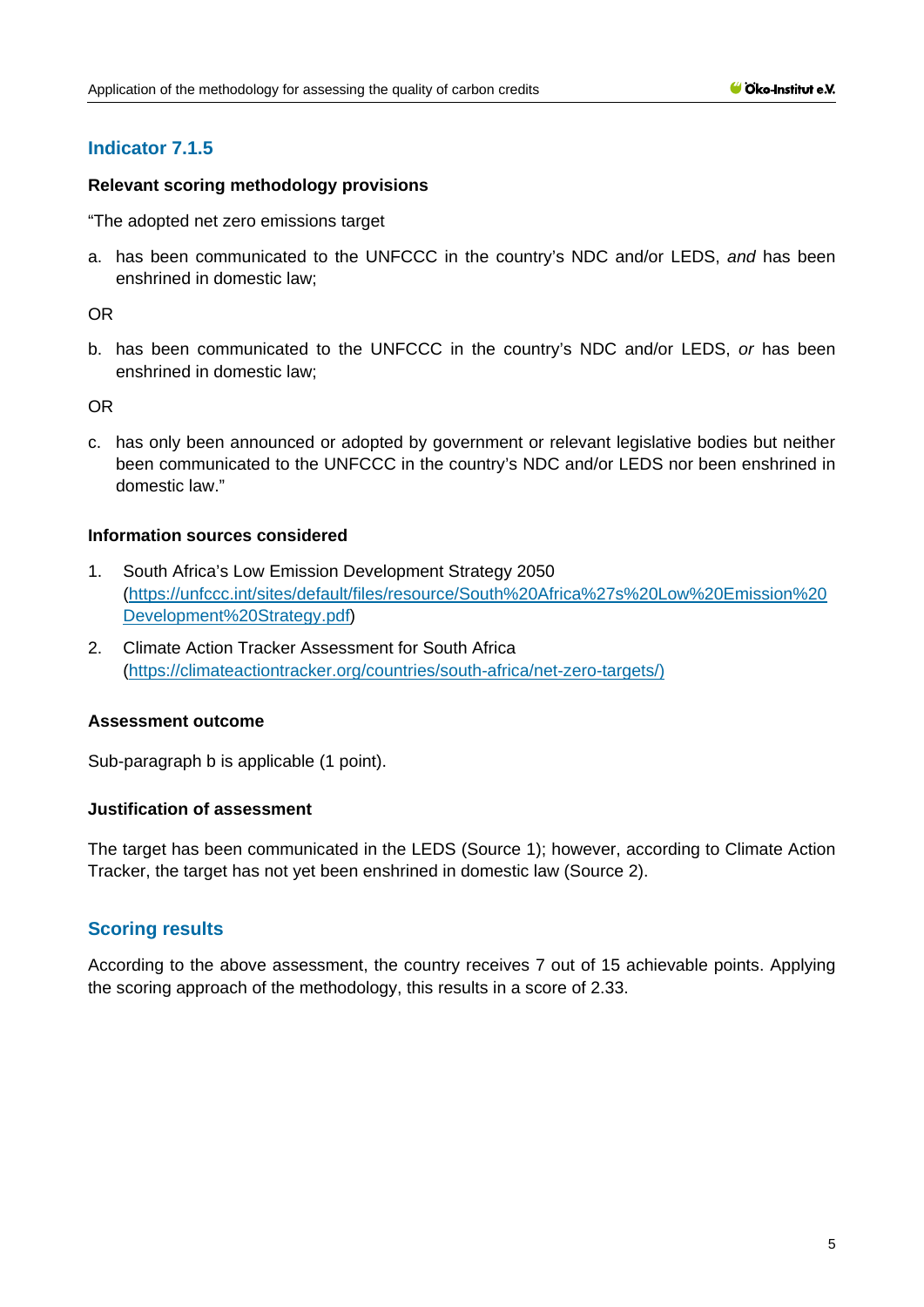### Indicator 7.1.5

**Relevant scoring methodology provisions**

"The adopted net zero emissions target

a. has been communicated to the UNFCCC in the country's NDC and/or LEDS, *and* has been enshrined in domestic law;

OR

b. has been communicated to the UNFCCC in the country's NDC and/or LEDS, *or* has been enshrined in domestic law;

OR

c. has only been announced or adopted by government or relevant legislative bodies but neither been communicated to the UNFCCC in the country's NDC and/or LEDS nor been enshrined in domestic law."

**Information sources considered**

1. South Africa's Low Emission Development Strategy 2050 (https://unfccc.int/sites/default/files/resource/South%20Africa%27s%20Low%20Emission%20Development%20Strategy.pdf)
2. Climate Action Tracker Assessment for South Africa (https://climateactiontracker.org/countries/south-africa/net-zero-targets/)

**Assessment outcome**

Sub-paragraph b is applicable (1 point).

**Justification of assessment**

The target has been communicated in the LEDS (Source 1); however, according to Climate Action Tracker, the target has not yet been enshrined in domestic law (Source 2).

### Scoring results

According to the above assessment, the country receives 7 out of 15 achievable points. Applying the scoring approach of the methodology, this results in a score of 2.33.